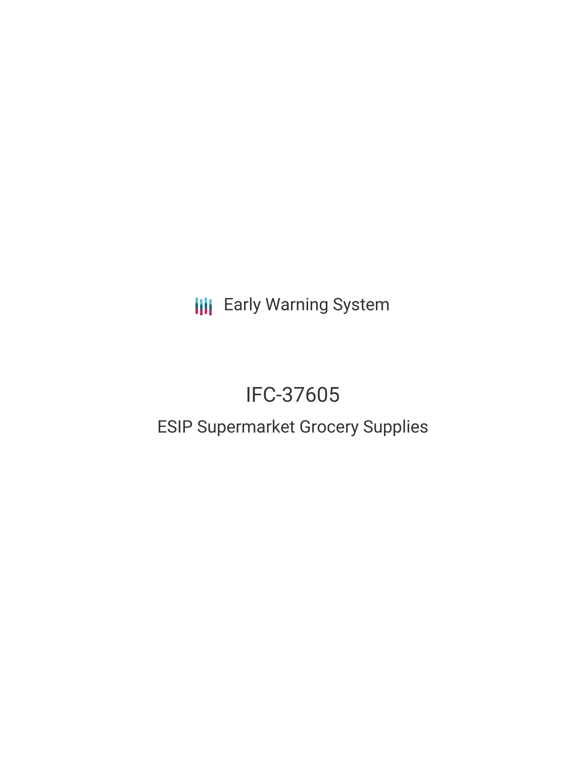Early Warning System

# IFC-37605

## ESIP Supermarket Grocery Supplies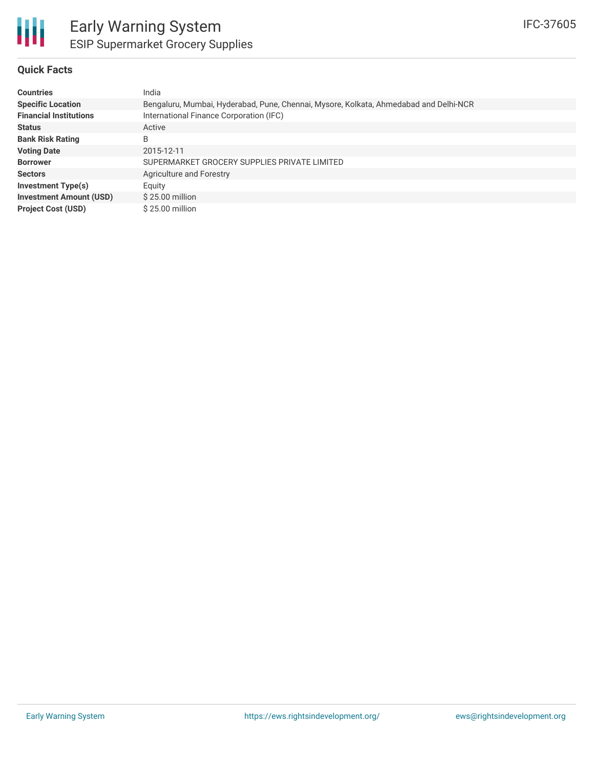# Early Warning System

## ESIP Supermarket Grocery Supplies

IFC-37605

### Quick Facts

| | |
|---|---|
| **Countries** | India |
| **Specific Location** | Bengaluru, Mumbai, Hyderabad, Pune, Chennai, Mysore, Kolkata, Ahmedabad and Delhi-NCR |
| **Financial Institutions** | International Finance Corporation (IFC) |
| **Status** | Active |
| **Bank Risk Rating** | B |
| **Voting Date** | 2015-12-11 |
| **Borrower** | SUPERMARKET GROCERY SUPPLIES PRIVATE LIMITED |
| **Sectors** | Agriculture and Forestry |
| **Investment Type(s)** | Equity |
| **Investment Amount (USD)** | $ 25.00 million |
| **Project Cost (USD)** | $ 25.00 million |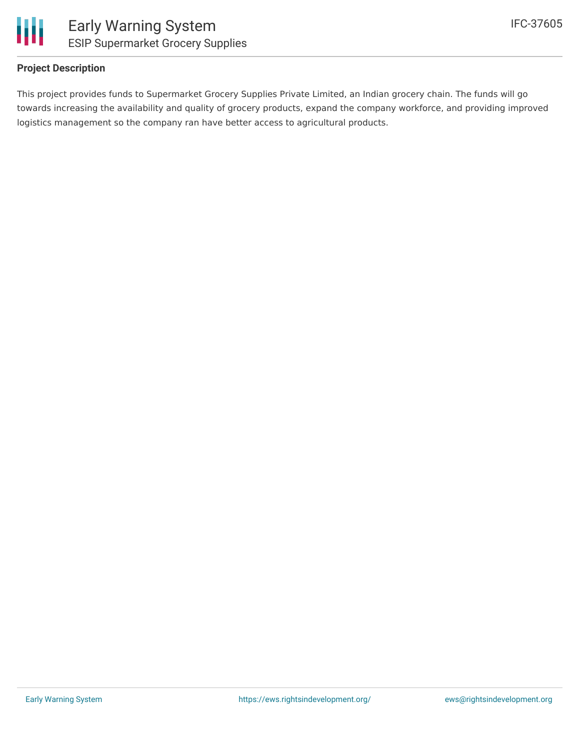### Project Description

This project provides funds to Supermarket Grocery Supplies Private Limited, an Indian grocery chain. The funds will go towards increasing the availability and quality of grocery products, expand the company workforce, and providing improved logistics management so the company ran have better access to agricultural products.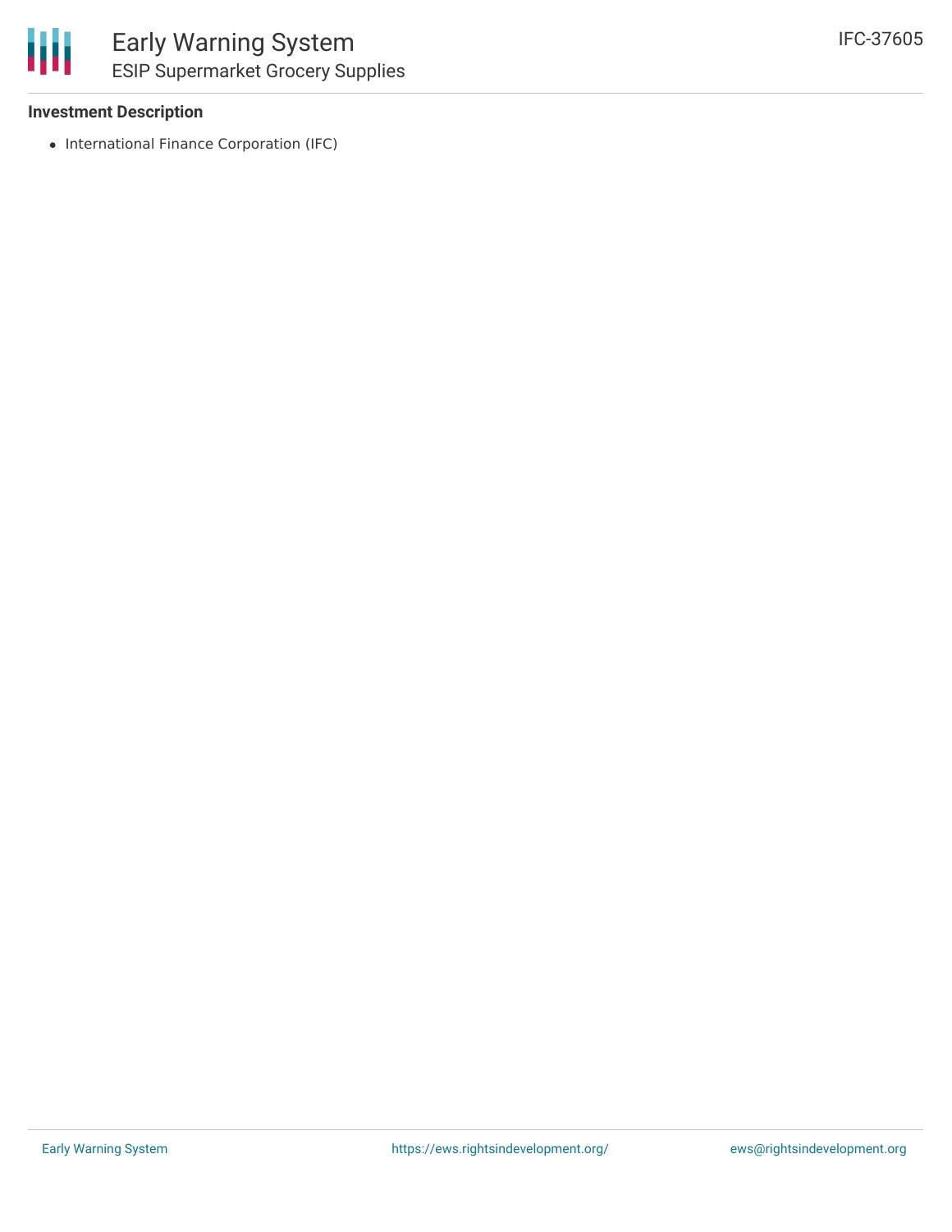**Investment Description**

- International Finance Corporation (IFC)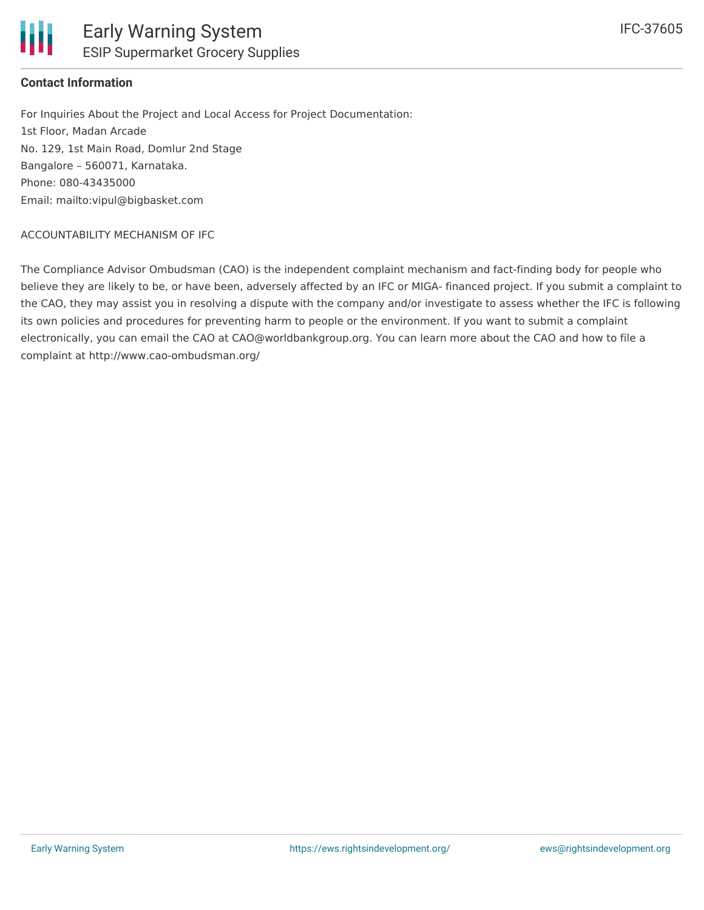**Contact Information**

For Inquiries About the Project and Local Access for Project Documentation:
1st Floor, Madan Arcade
No. 129, 1st Main Road, Domlur 2nd Stage
Bangalore – 560071, Karnataka.
Phone: 080-43435000
Email: mailto:vipul@bigbasket.com

ACCOUNTABILITY MECHANISM OF IFC

The Compliance Advisor Ombudsman (CAO) is the independent complaint mechanism and fact-finding body for people who believe they are likely to be, or have been, adversely affected by an IFC or MIGA- financed project. If you submit a complaint to the CAO, they may assist you in resolving a dispute with the company and/or investigate to assess whether the IFC is following its own policies and procedures for preventing harm to people or the environment. If you want to submit a complaint electronically, you can email the CAO at CAO@worldbankgroup.org. You can learn more about the CAO and how to file a complaint at http://www.cao-ombudsman.org/